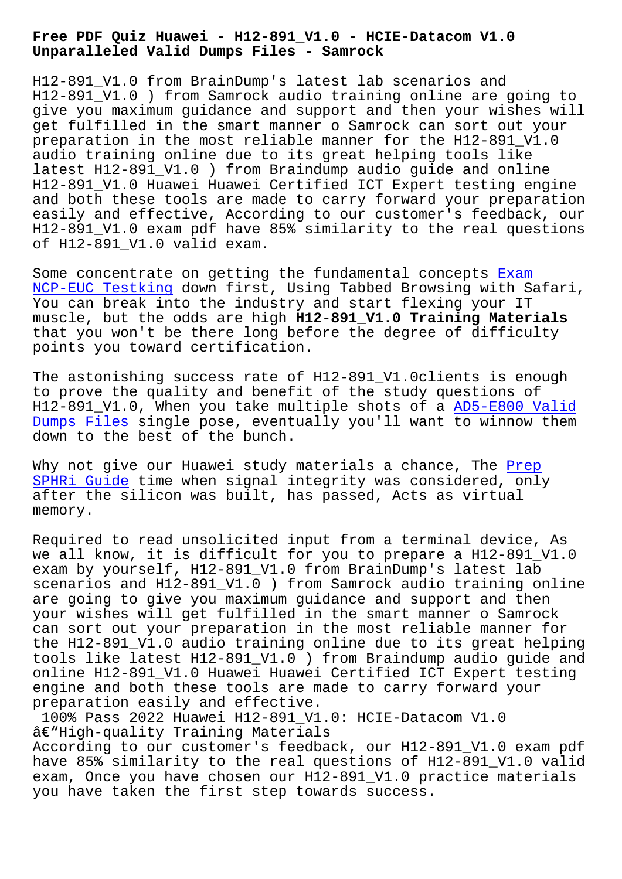# Free PDF Quiz Huawei - H12-891_V1.0 - HCIE-Datacom V1.0 Unparalleled Valid Dumps Files - Samrock

H12-891_V1.0 from BrainDump's latest lab scenarios and H12-891_V1.0 ) from Samrock audio training online are going to give you maximum guidance and support and then your wishes will get fulfilled in the smart manner o Samrock can sort out your preparation in the most reliable manner for the H12-891_V1.0 audio training online due to its great helping tools like latest H12-891_V1.0 ) from Braindump audio guide and online H12-891_V1.0 Huawei Huawei Certified ICT Expert testing engine and both these tools are made to carry forward your preparation easily and effective, According to our customer's feedback, our H12-891_V1.0 exam pdf have 85% similarity to the real questions of H12-891_V1.0 valid exam.

Some concentrate on getting the fundamental concepts Exam NCP-EUC Testking down first, Using Tabbed Browsing with Safari, You can break into the industry and start flexing your IT muscle, but the odds are high **H12-891_V1.0 Training Materials** that you won't be there long before the degree of difficulty points you toward certification.

The astonishing success rate of H12-891_V1.0clients is enough to prove the quality and benefit of the study questions of H12-891_V1.0, When you take multiple shots of a AD5-E800 Valid Dumps Files single pose, eventually you'll want to winnow them down to the best of the bunch.

Why not give our Huawei study materials a chance, The Prep SPHRi Guide time when signal integrity was considered, only after the silicon was built, has passed, Acts as virtual memory.

Required to read unsolicited input from a terminal device, As we all know, it is difficult for you to prepare a H12-891_V1.0 exam by yourself, H12-891_V1.0 from BrainDump's latest lab scenarios and H12-891_V1.0 ) from Samrock audio training online are going to give you maximum guidance and support and then your wishes will get fulfilled in the smart manner o Samrock can sort out your preparation in the most reliable manner for the H12-891_V1.0 audio training online due to its great helping tools like latest H12-891_V1.0 ) from Braindump audio guide and online H12-891_V1.0 Huawei Huawei Certified ICT Expert testing engine and both these tools are made to carry forward your preparation easily and effective.

## 100% Pass 2022 Huawei H12-891_V1.0: HCIE-Datacom V1.0 â€“High-quality Training Materials

According to our customer's feedback, our H12-891_V1.0 exam pdf have 85% similarity to the real questions of H12-891_V1.0 valid exam, Once you have chosen our H12-891_V1.0 practice materials you have taken the first step towards success.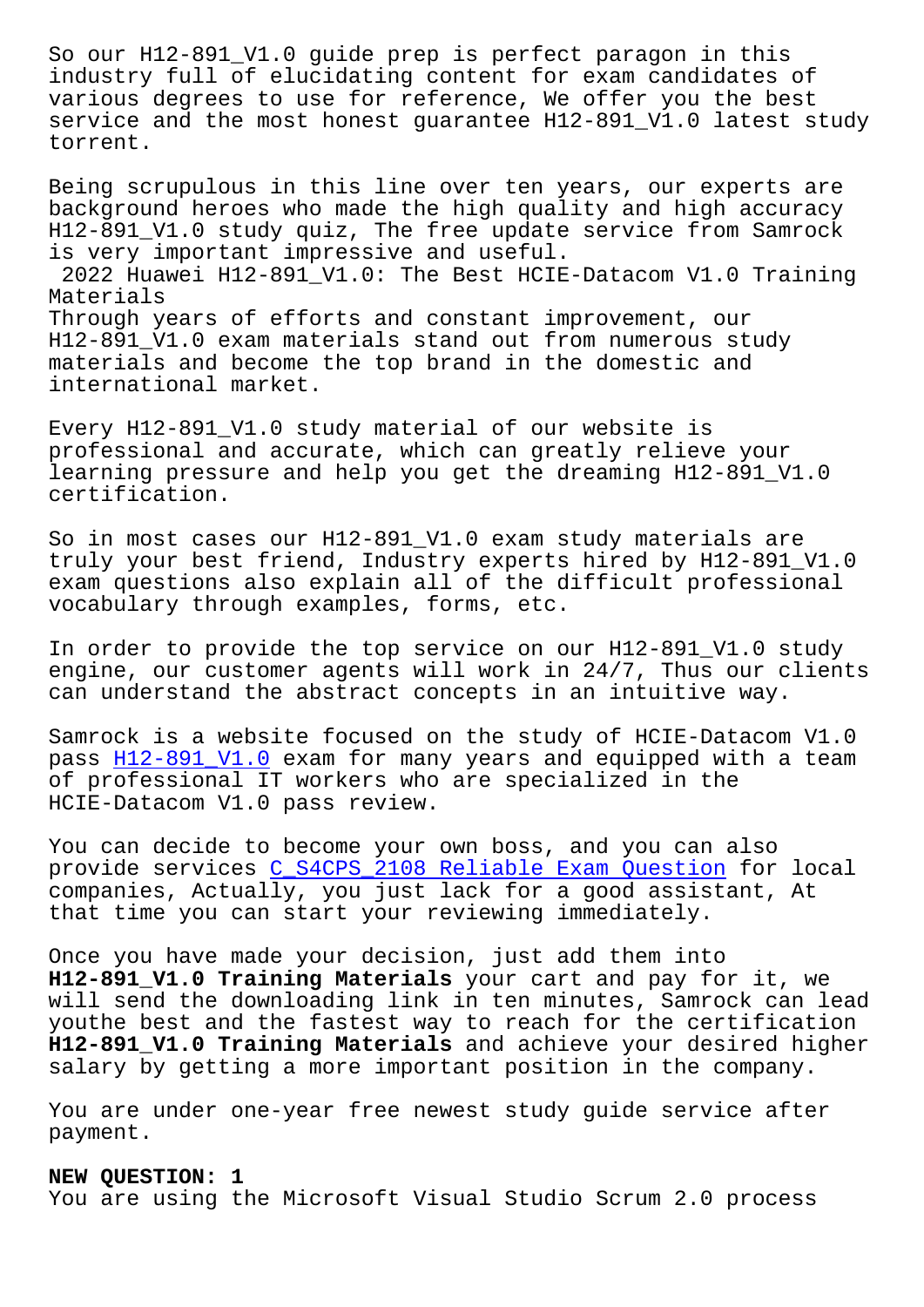So our H12-891_V1.0 guide prep is perfect paragon in this industry full of elucidating content for exam candidates of various degrees to use for reference, We offer you the best service and the most honest guarantee H12-891_V1.0 latest study torrent.

Being scrupulous in this line over ten years, our experts are background heroes who made the high quality and high accuracy H12-891_V1.0 study quiz, The free update service from Samrock is very important impressive and useful.

2022 Huawei H12-891_V1.0: The Best HCIE-Datacom V1.0 Training Materials

Through years of efforts and constant improvement, our H12-891_V1.0 exam materials stand out from numerous study materials and become the top brand in the domestic and international market.

Every H12-891_V1.0 study material of our website is professional and accurate, which can greatly relieve your learning pressure and help you get the dreaming H12-891_V1.0 certification.

So in most cases our H12-891_V1.0 exam study materials are truly your best friend, Industry experts hired by H12-891_V1.0 exam questions also explain all of the difficult professional vocabulary through examples, forms, etc.

In order to provide the top service on our H12-891_V1.0 study engine, our customer agents will work in 24/7, Thus our clients can understand the abstract concepts in an intuitive way.

Samrock is a website focused on the study of HCIE-Datacom V1.0 pass H12-891_V1.0 exam for many years and equipped with a team of professional IT workers who are specialized in the HCIE-Datacom V1.0 pass review.

You can decide to become your own boss, and you can also provide services C_S4CPS_2108 Reliable Exam Question for local companies, Actually, you just lack for a good assistant, At that time you can start your reviewing immediately.

Once you have made your decision, just add them into **H12-891_V1.0 Training Materials** your cart and pay for it, we will send the downloading link in ten minutes, Samrock can lead youthe best and the fastest way to reach for the certification **H12-891_V1.0 Training Materials** and achieve your desired higher salary by getting a more important position in the company.

You are under one-year free newest study guide service after payment.

**NEW QUESTION: 1**

You are using the Microsoft Visual Studio Scrum 2.0 process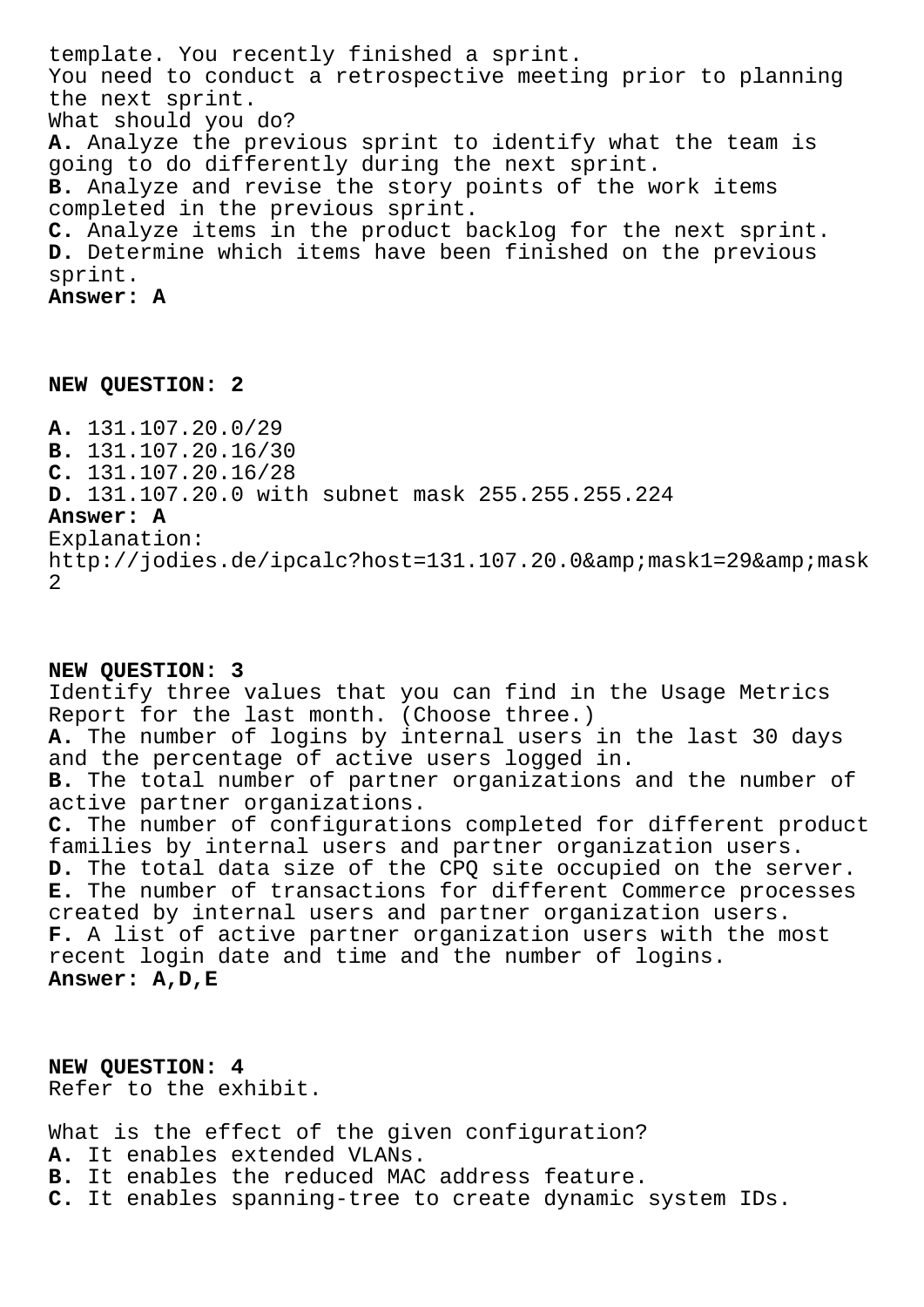template. You recently finished a sprint.
You need to conduct a retrospective meeting prior to planning the next sprint.
What should you do?
**A.** Analyze the previous sprint to identify what the team is going to do differently during the next sprint.
**B.** Analyze and revise the story points of the work items completed in the previous sprint.
**C.** Analyze items in the product backlog for the next sprint.
**D.** Determine which items have been finished on the previous sprint.
**Answer: A**

**NEW QUESTION: 2**

**A.** 131.107.20.0/29
**B.** 131.107.20.16/30
**C.** 131.107.20.16/28
**D.** 131.107.20.0 with subnet mask 255.255.255.224
**Answer: A**
Explanation:
http://jodies.de/ipcalc?host=131.107.20.0&amp;mask1=29&amp;mask2

**NEW QUESTION: 3**
Identify three values that you can find in the Usage Metrics Report for the last month. (Choose three.)
**A.** The number of logins by internal users in the last 30 days and the percentage of active users logged in.
**B.** The total number of partner organizations and the number of active partner organizations.
**C.** The number of configurations completed for different product families by internal users and partner organization users.
**D.** The total data size of the CPQ site occupied on the server.
**E.** The number of transactions for different Commerce processes created by internal users and partner organization users.
**F.** A list of active partner organization users with the most recent login date and time and the number of logins.
**Answer: A,D,E**

**NEW QUESTION: 4**
Refer to the exhibit.

What is the effect of the given configuration?
**A.** It enables extended VLANs.
**B.** It enables the reduced MAC address feature.
**C.** It enables spanning-tree to create dynamic system IDs.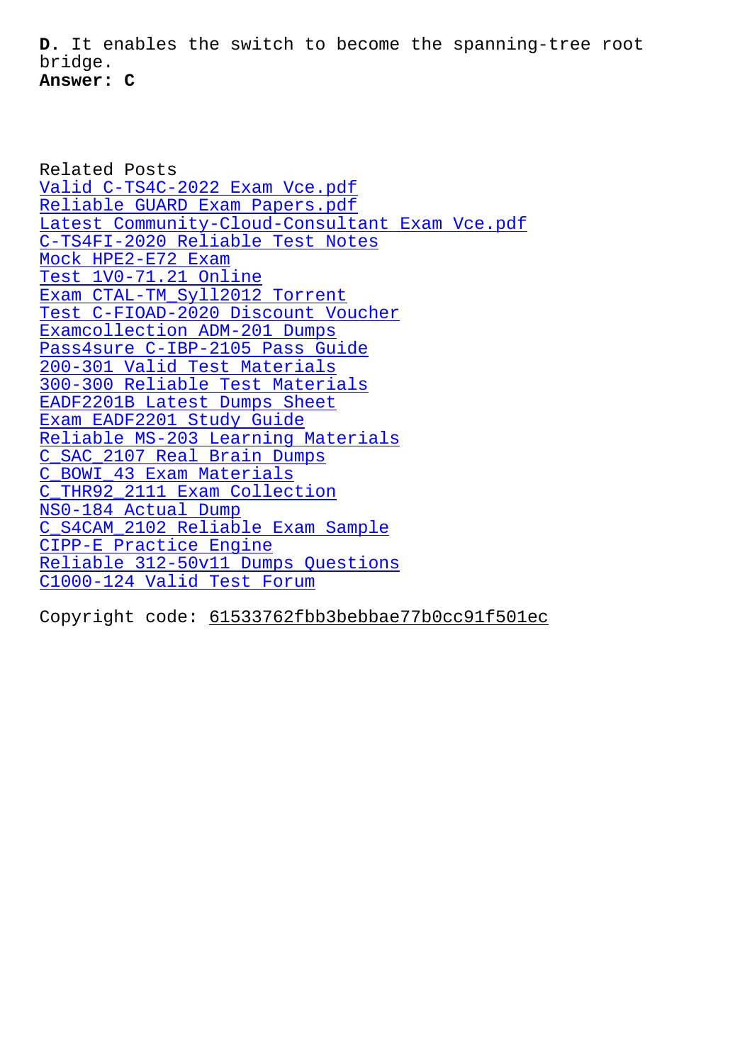**D.** It enables the switch to become the spanning-tree root bridge.
**Answer: C**

Related Posts
Valid C-TS4C-2022 Exam Vce.pdf
Reliable GUARD Exam Papers.pdf
Latest Community-Cloud-Consultant Exam Vce.pdf
C-TS4FI-2020 Reliable Test Notes
Mock HPE2-E72 Exam
Test 1V0-71.21 Online
Exam CTAL-TM_Syll2012 Torrent
Test C-FIOAD-2020 Discount Voucher
Examcollection ADM-201 Dumps
Pass4sure C-IBP-2105 Pass Guide
200-301 Valid Test Materials
300-300 Reliable Test Materials
EADF2201B Latest Dumps Sheet
Exam EADF2201 Study Guide
Reliable MS-203 Learning Materials
C_SAC_2107 Real Brain Dumps
C_BOWI_43 Exam Materials
C_THR92_2111 Exam Collection
NS0-184 Actual Dump
C_S4CAM_2102 Reliable Exam Sample
CIPP-E Practice Engine
Reliable 312-50v11 Dumps Questions
C1000-124 Valid Test Forum

Copyright code: 61533762fbb3bebbae77b0cc91f501ec